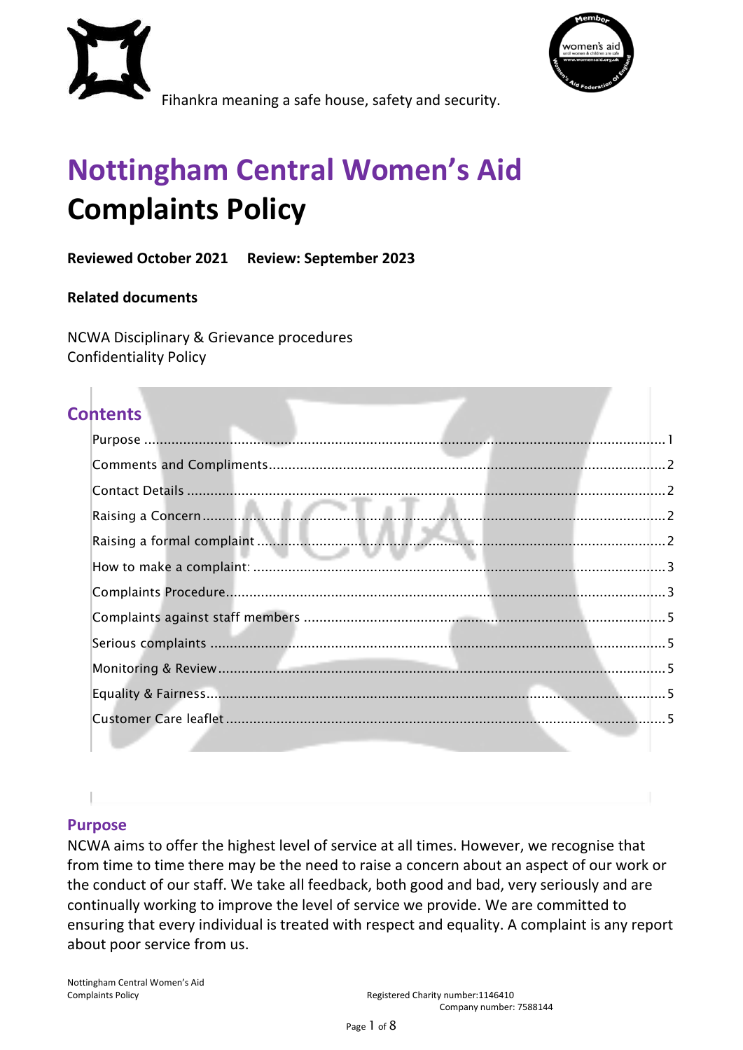Fihankra meaning a safe house, safety and security.

# Nottingham Central Women's Aid
# Complaints Policy

**Reviewed October 2021 Review: September 2023**

**Related documents**

NCWA Disciplinary & Grievance procedures
Confidentiality Policy

## Contents

- Purpose ..... 1
- Comments and Compliments ..... 2
- Contact Details ..... 2
- Raising a Concern ..... 2
- Raising a formal complaint ..... 2
- How to make a complaint: ..... 3
- Complaints Procedure ..... 3
- Complaints against staff members ..... 5
- Serious complaints ..... 5
- Monitoring & Review ..... 5
- Equality & Fairness ..... 5
- Customer Care leaflet ..... 5

## Purpose

NCWA aims to offer the highest level of service at all times. However, we recognise that from time to time there may be the need to raise a concern about an aspect of our work or the conduct of our staff. We take all feedback, both good and bad, very seriously and are continually working to improve the level of service we provide. We are committed to ensuring that every individual is treated with respect and equality. A complaint is any report about poor service from us.

Nottingham Central Women's Aid
Complaints Policy

Registered Charity number:1146410
Company number: 7588144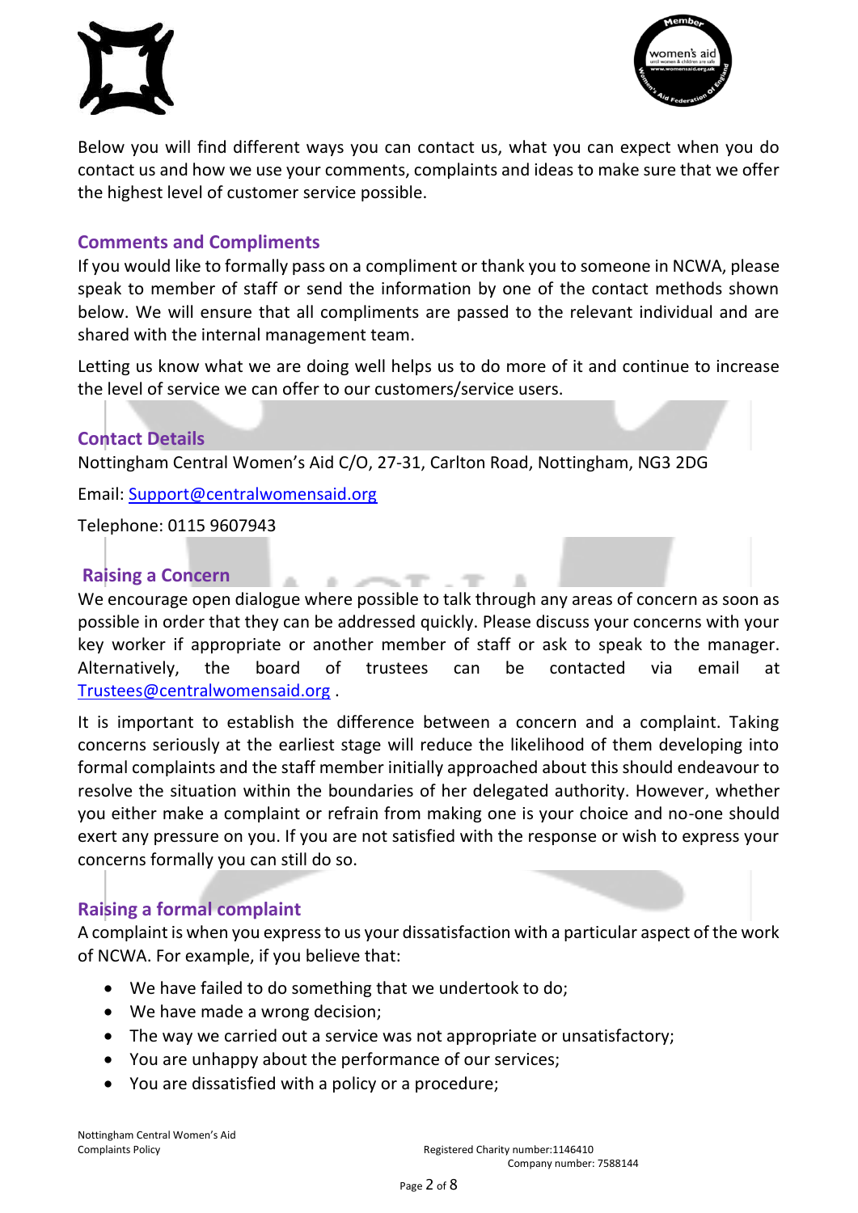Below you will find different ways you can contact us, what you can expect when you do contact us and how we use your comments, complaints and ideas to make sure that we offer the highest level of customer service possible.

## Comments and Compliments

If you would like to formally pass on a compliment or thank you to someone in NCWA, please speak to member of staff or send the information by one of the contact methods shown below. We will ensure that all compliments are passed to the relevant individual and are shared with the internal management team.

Letting us know what we are doing well helps us to do more of it and continue to increase the level of service we can offer to our customers/service users.

## Contact Details

Nottingham Central Women's Aid C/O, 27-31, Carlton Road, Nottingham, NG3 2DG

Email: Support@centralwomensaid.org

Telephone: 0115 9607943

## Raising a Concern

We encourage open dialogue where possible to talk through any areas of concern as soon as possible in order that they can be addressed quickly. Please discuss your concerns with your key worker if appropriate or another member of staff or ask to speak to the manager. Alternatively, the board of trustees can be contacted via email at Trustees@centralwomensaid.org .

It is important to establish the difference between a concern and a complaint. Taking concerns seriously at the earliest stage will reduce the likelihood of them developing into formal complaints and the staff member initially approached about this should endeavour to resolve the situation within the boundaries of her delegated authority. However, whether you either make a complaint or refrain from making one is your choice and no-one should exert any pressure on you. If you are not satisfied with the response or wish to express your concerns formally you can still do so.

## Raising a formal complaint

A complaint is when you express to us your dissatisfaction with a particular aspect of the work of NCWA. For example, if you believe that:

- We have failed to do something that we undertook to do;
- We have made a wrong decision;
- The way we carried out a service was not appropriate or unsatisfactory;
- You are unhappy about the performance of our services;
- You are dissatisfied with a policy or a procedure;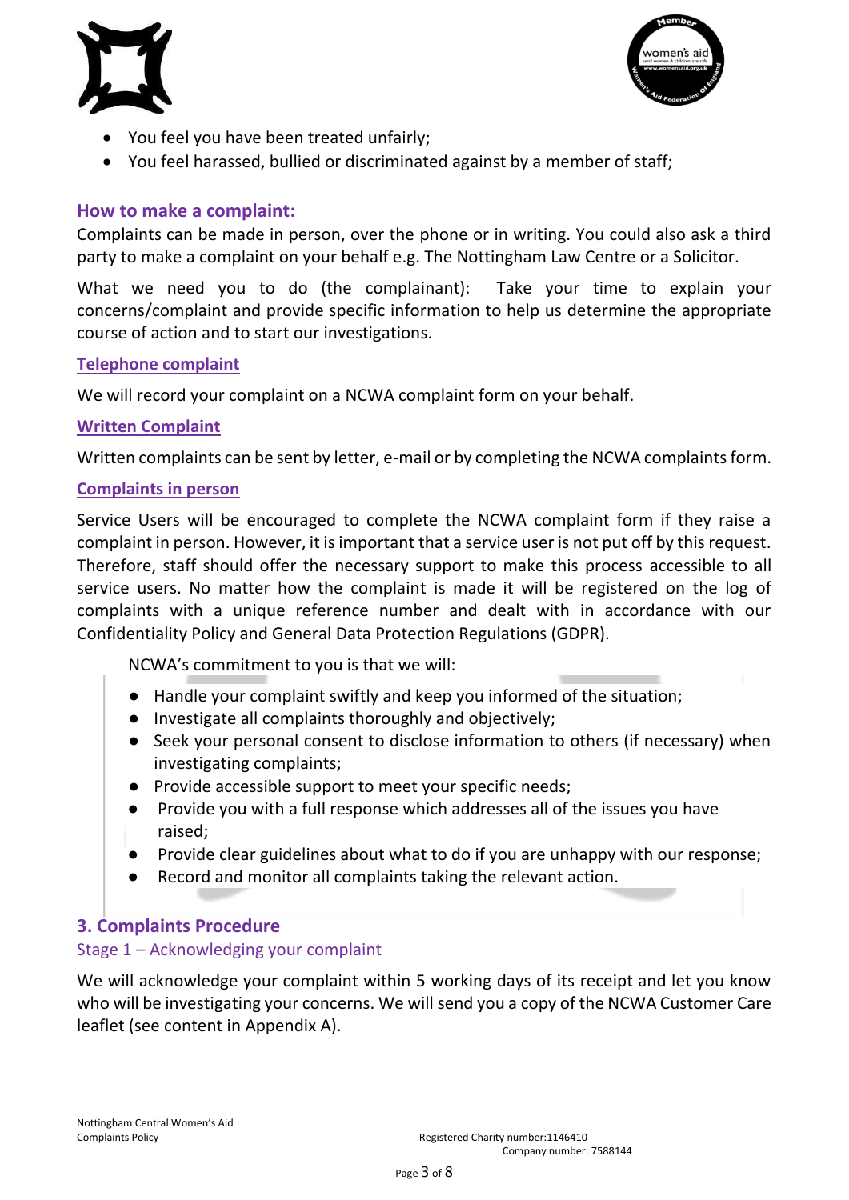- You feel you have been treated unfairly;
- You feel harassed, bullied or discriminated against by a member of staff;

## How to make a complaint:

Complaints can be made in person, over the phone or in writing. You could also ask a third party to make a complaint on your behalf e.g. The Nottingham Law Centre or a Solicitor.

What we need you to do (the complainant): Take your time to explain your concerns/complaint and provide specific information to help us determine the appropriate course of action and to start our investigations.

### Telephone complaint

We will record your complaint on a NCWA complaint form on your behalf.

### Written Complaint

Written complaints can be sent by letter, e-mail or by completing the NCWA complaints form.

### Complaints in person

Service Users will be encouraged to complete the NCWA complaint form if they raise a complaint in person. However, it is important that a service user is not put off by this request. Therefore, staff should offer the necessary support to make this process accessible to all service users. No matter how the complaint is made it will be registered on the log of complaints with a unique reference number and dealt with in accordance with our Confidentiality Policy and General Data Protection Regulations (GDPR).

NCWA's commitment to you is that we will:

- Handle your complaint swiftly and keep you informed of the situation;
- Investigate all complaints thoroughly and objectively;
- Seek your personal consent to disclose information to others (if necessary) when investigating complaints;
- Provide accessible support to meet your specific needs;
- Provide you with a full response which addresses all of the issues you have raised;
- Provide clear guidelines about what to do if you are unhappy with our response;
- Record and monitor all complaints taking the relevant action.

## 3. Complaints Procedure

### Stage 1 – Acknowledging your complaint

We will acknowledge your complaint within 5 working days of its receipt and let you know who will be investigating your concerns. We will send you a copy of the NCWA Customer Care leaflet (see content in Appendix A).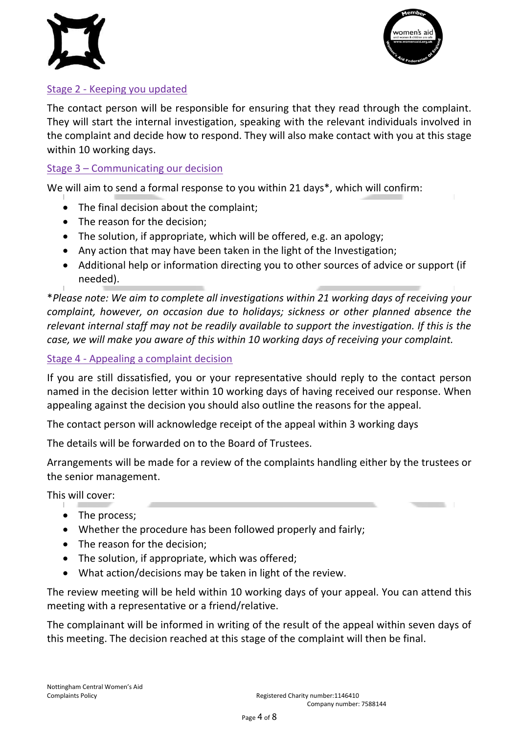## Stage 2 - Keeping you updated

The contact person will be responsible for ensuring that they read through the complaint. They will start the internal investigation, speaking with the relevant individuals involved in the complaint and decide how to respond. They will also make contact with you at this stage within 10 working days.

## Stage 3 – Communicating our decision

We will aim to send a formal response to you within 21 days*, which will confirm:

- The final decision about the complaint;
- The reason for the decision;
- The solution, if appropriate, which will be offered, e.g. an apology;
- Any action that may have been taken in the light of the Investigation;
- Additional help or information directing you to other sources of advice or support (if needed).

**Please note:* *We aim to complete all investigations within 21 working days of receiving your complaint, however, on occasion due to holidays; sickness or other planned absence the relevant internal staff may not be readily available to support the investigation. If this is the case, we will make you aware of this within 10 working days of receiving your complaint.*

## Stage 4 - Appealing a complaint decision

If you are still dissatisfied, you or your representative should reply to the contact person named in the decision letter within 10 working days of having received our response. When appealing against the decision you should also outline the reasons for the appeal.

The contact person will acknowledge receipt of the appeal within 3 working days

The details will be forwarded on to the Board of Trustees.

Arrangements will be made for a review of the complaints handling either by the trustees or the senior management.

This will cover:

- The process;
- Whether the procedure has been followed properly and fairly;
- The reason for the decision;
- The solution, if appropriate, which was offered;
- What action/decisions may be taken in light of the review.

The review meeting will be held within 10 working days of your appeal. You can attend this meeting with a representative or a friend/relative.

The complainant will be informed in writing of the result of the appeal within seven days of this meeting. The decision reached at this stage of the complaint will then be final.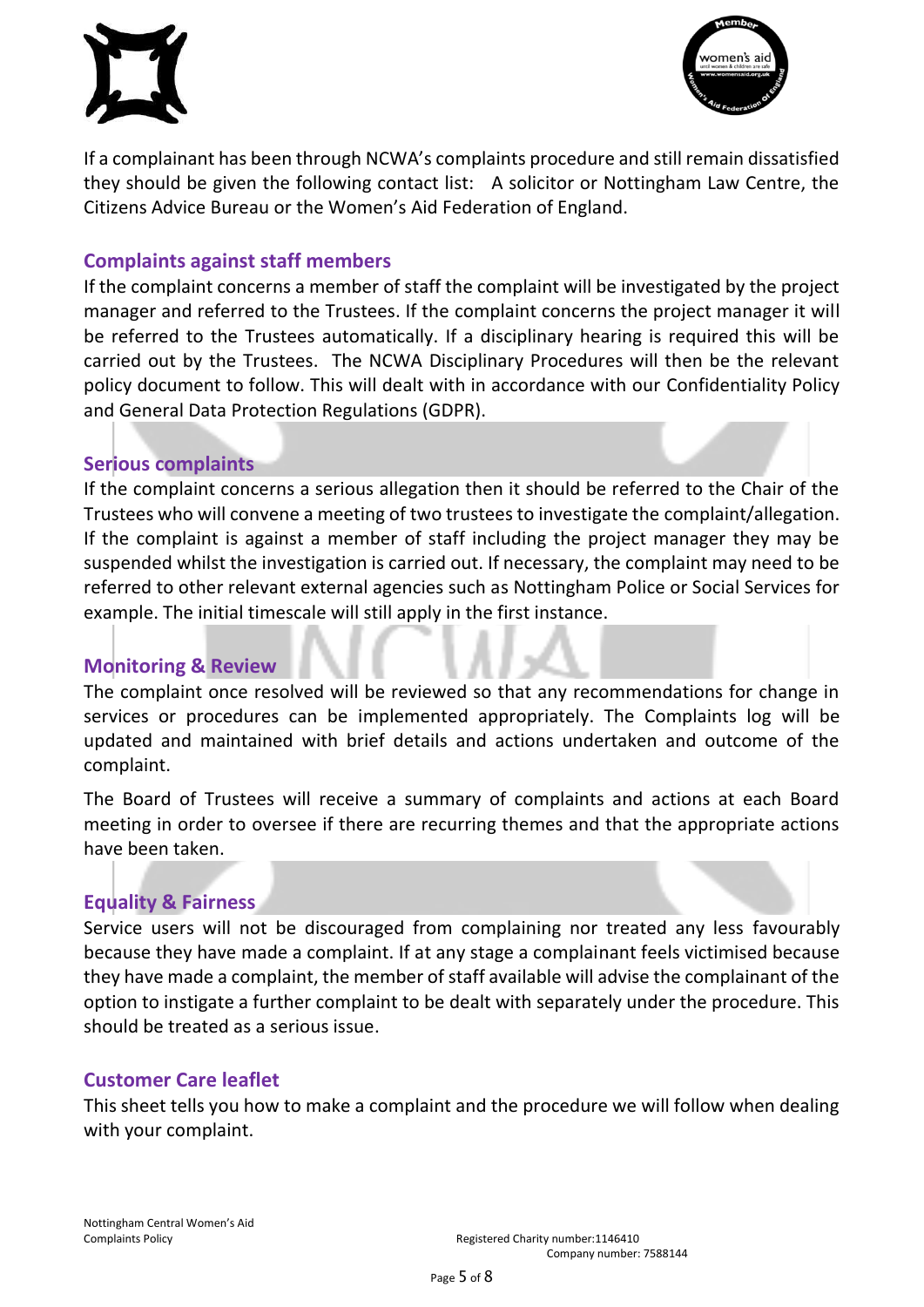If a complainant has been through NCWA's complaints procedure and still remain dissatisfied they should be given the following contact list: A solicitor or Nottingham Law Centre, the Citizens Advice Bureau or the Women's Aid Federation of England.

## Complaints against staff members

If the complaint concerns a member of staff the complaint will be investigated by the project manager and referred to the Trustees. If the complaint concerns the project manager it will be referred to the Trustees automatically. If a disciplinary hearing is required this will be carried out by the Trustees. The NCWA Disciplinary Procedures will then be the relevant policy document to follow. This will dealt with in accordance with our Confidentiality Policy and General Data Protection Regulations (GDPR).

## Serious complaints

If the complaint concerns a serious allegation then it should be referred to the Chair of the Trustees who will convene a meeting of two trustees to investigate the complaint/allegation. If the complaint is against a member of staff including the project manager they may be suspended whilst the investigation is carried out. If necessary, the complaint may need to be referred to other relevant external agencies such as Nottingham Police or Social Services for example. The initial timescale will still apply in the first instance.

## Monitoring & Review

The complaint once resolved will be reviewed so that any recommendations for change in services or procedures can be implemented appropriately. The Complaints log will be updated and maintained with brief details and actions undertaken and outcome of the complaint.

The Board of Trustees will receive a summary of complaints and actions at each Board meeting in order to oversee if there are recurring themes and that the appropriate actions have been taken.

## Equality & Fairness

Service users will not be discouraged from complaining nor treated any less favourably because they have made a complaint. If at any stage a complainant feels victimised because they have made a complaint, the member of staff available will advise the complainant of the option to instigate a further complaint to be dealt with separately under the procedure. This should be treated as a serious issue.

## Customer Care leaflet

This sheet tells you how to make a complaint and the procedure we will follow when dealing with your complaint.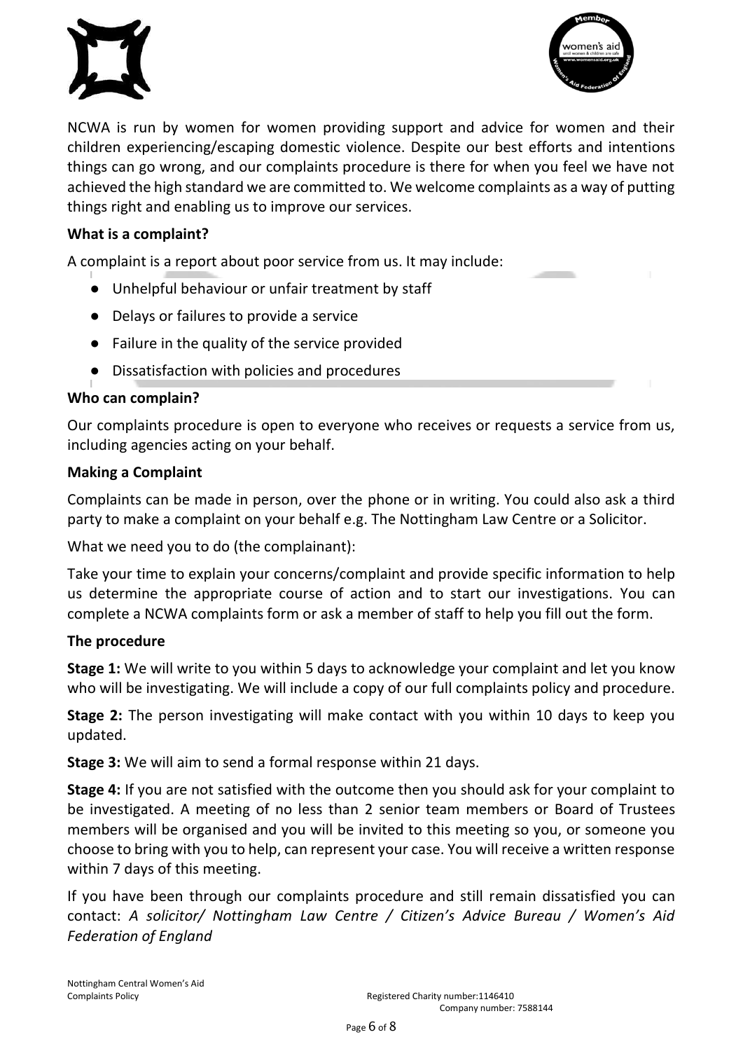NCWA is run by women for women providing support and advice for women and their children experiencing/escaping domestic violence. Despite our best efforts and intentions things can go wrong, and our complaints procedure is there for when you feel we have not achieved the high standard we are committed to. We welcome complaints as a way of putting things right and enabling us to improve our services.

**What is a complaint?**

A complaint is a report about poor service from us. It may include:

- Unhelpful behaviour or unfair treatment by staff
- Delays or failures to provide a service
- Failure in the quality of the service provided
- Dissatisfaction with policies and procedures

**Who can complain?**

Our complaints procedure is open to everyone who receives or requests a service from us, including agencies acting on your behalf.

**Making a Complaint**

Complaints can be made in person, over the phone or in writing. You could also ask a third party to make a complaint on your behalf e.g. The Nottingham Law Centre or a Solicitor.

What we need you to do (the complainant):

Take your time to explain your concerns/complaint and provide specific information to help us determine the appropriate course of action and to start our investigations. You can complete a NCWA complaints form or ask a member of staff to help you fill out the form.

**The procedure**

**Stage 1:** We will write to you within 5 days to acknowledge your complaint and let you know who will be investigating. We will include a copy of our full complaints policy and procedure.

**Stage 2:** The person investigating will make contact with you within 10 days to keep you updated.

**Stage 3:** We will aim to send a formal response within 21 days.

**Stage 4:** If you are not satisfied with the outcome then you should ask for your complaint to be investigated. A meeting of no less than 2 senior team members or Board of Trustees members will be organised and you will be invited to this meeting so you, or someone you choose to bring with you to help, can represent your case. You will receive a written response within 7 days of this meeting.

If you have been through our complaints procedure and still remain dissatisfied you can contact: *A solicitor/ Nottingham Law Centre / Citizen's Advice Bureau / Women's Aid Federation of England*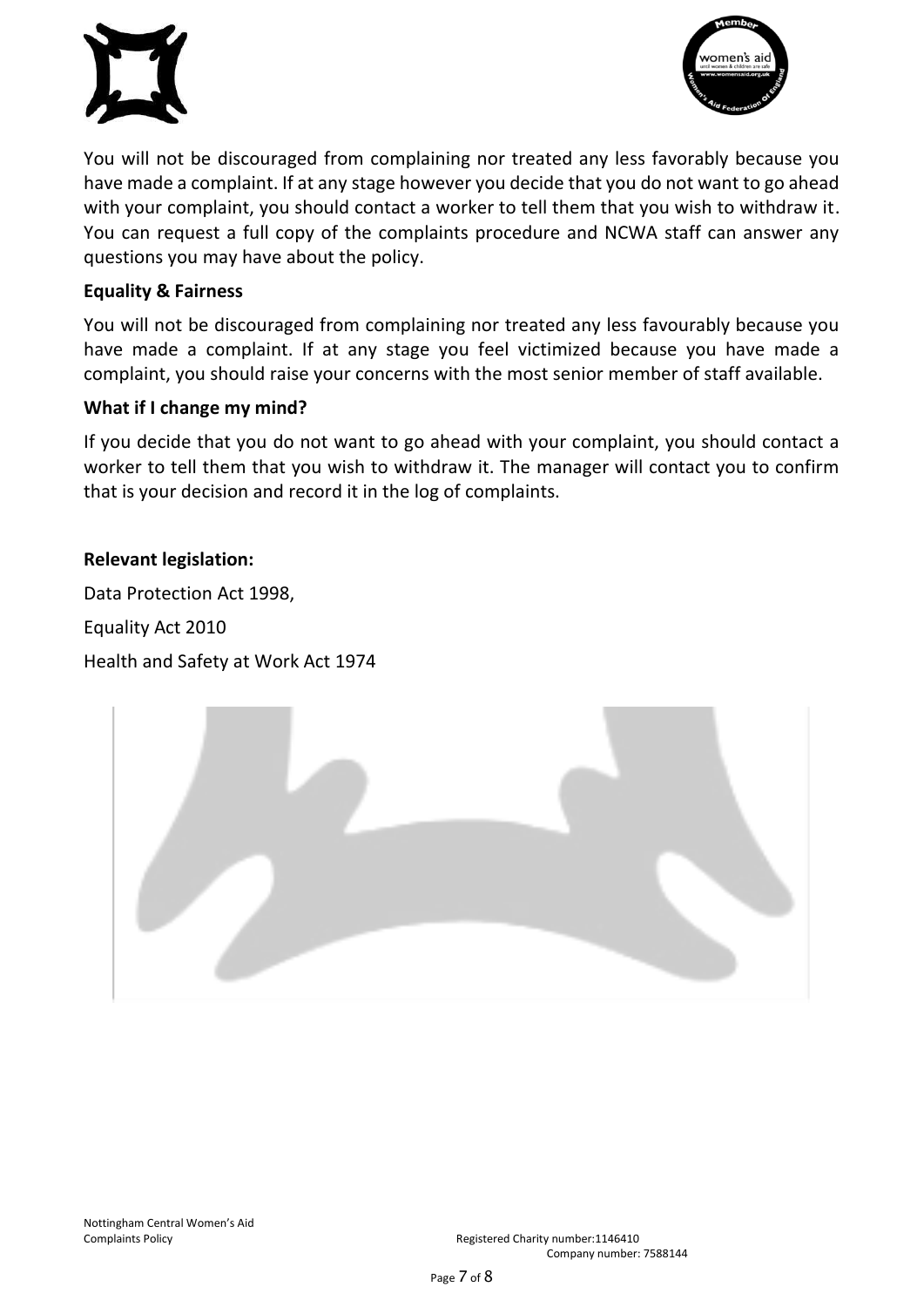You will not be discouraged from complaining nor treated any less favorably because you have made a complaint. If at any stage however you decide that you do not want to go ahead with your complaint, you should contact a worker to tell them that you wish to withdraw it. You can request a full copy of the complaints procedure and NCWA staff can answer any questions you may have about the policy.

**Equality & Fairness**

You will not be discouraged from complaining nor treated any less favourably because you have made a complaint. If at any stage you feel victimized because you have made a complaint, you should raise your concerns with the most senior member of staff available.

**What if I change my mind?**

If you decide that you do not want to go ahead with your complaint, you should contact a worker to tell them that you wish to withdraw it. The manager will contact you to confirm that is your decision and record it in the log of complaints.

**Relevant legislation:**

Data Protection Act 1998,

Equality Act 2010

Health and Safety at Work Act 1974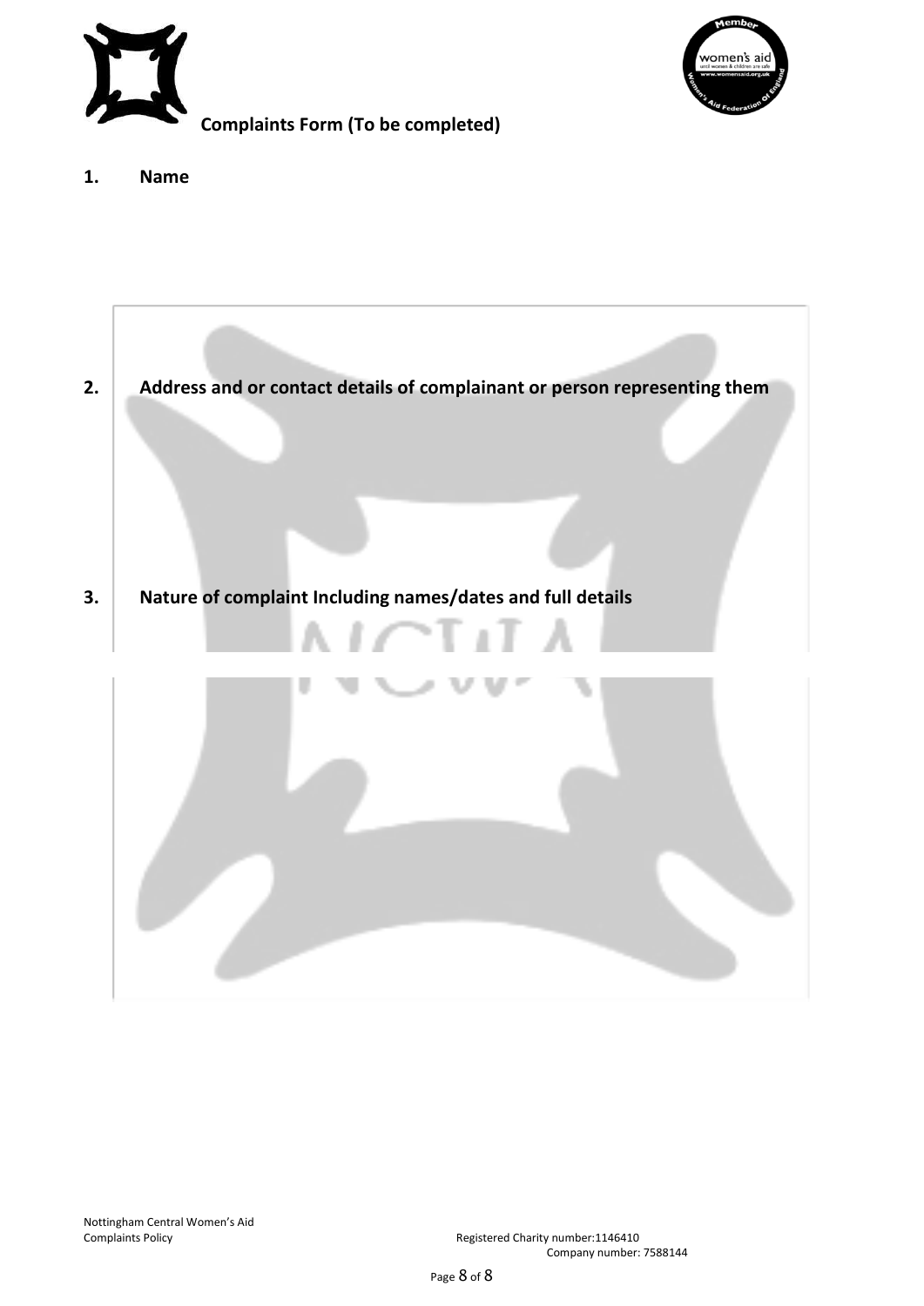## Complaints Form (To be completed)

**1. Name**

**2. Address and or contact details of complainant or person representing them**

**3. Nature of complaint Including names/dates and full details**